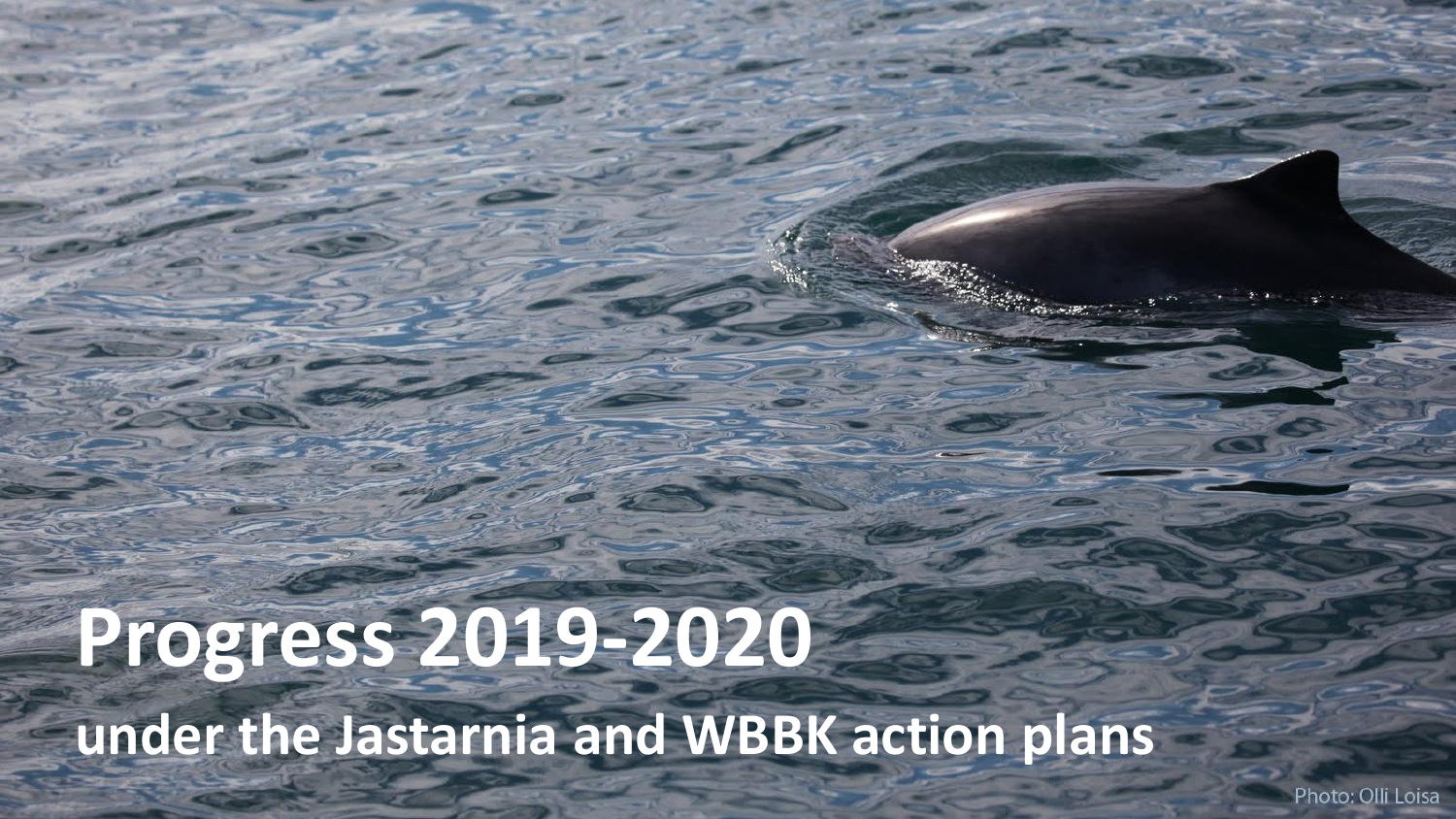# Progress 2019-2020

## under the Jastarnia and WBBK action plans

Photo: Olli Loisa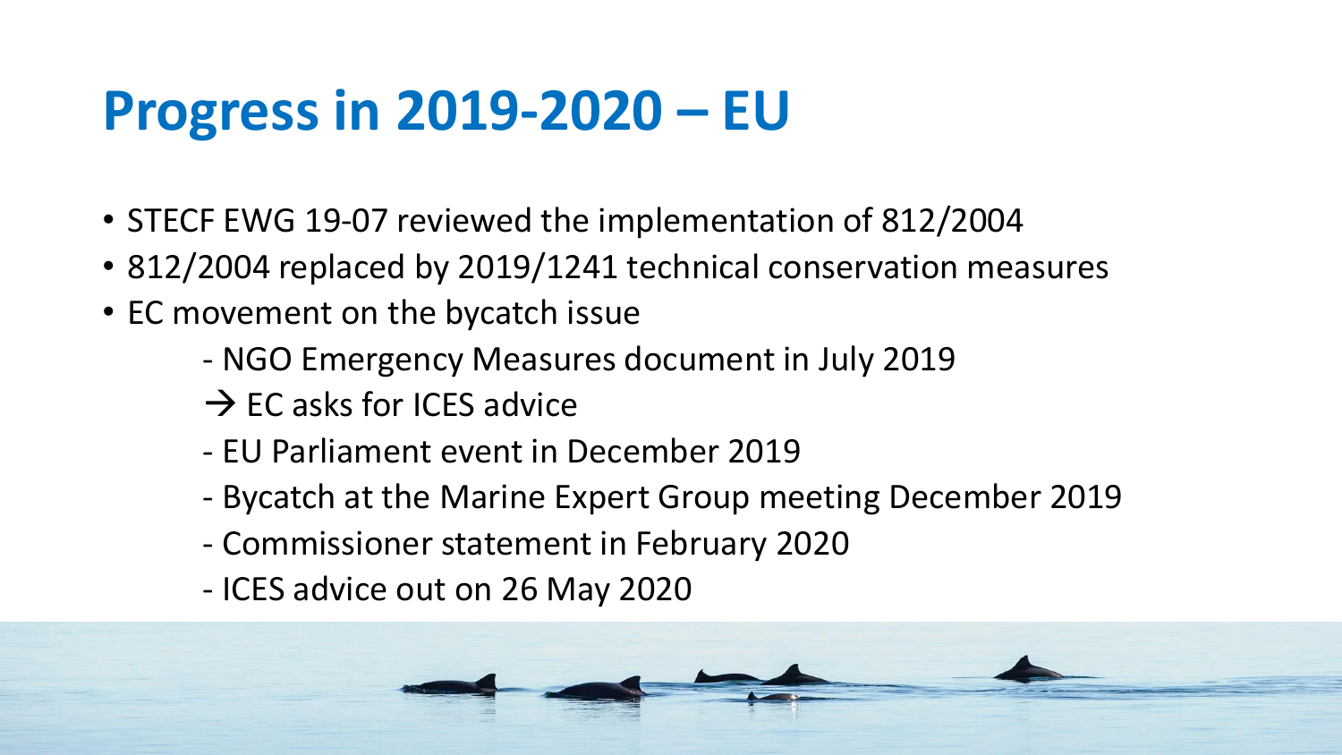# Progress in 2019-2020 – EU

- STECF EWG 19-07 reviewed the implementation of 812/2004
- 812/2004 replaced by 2019/1241 technical conservation measures
- EC movement on the bycatch issue
  - NGO Emergency Measures document in July 2019
  - → EC asks for ICES advice
  - EU Parliament event in December 2019
  - Bycatch at the Marine Expert Group meeting December 2019
  - Commissioner statement in February 2020
  - ICES advice out on 26 May 2020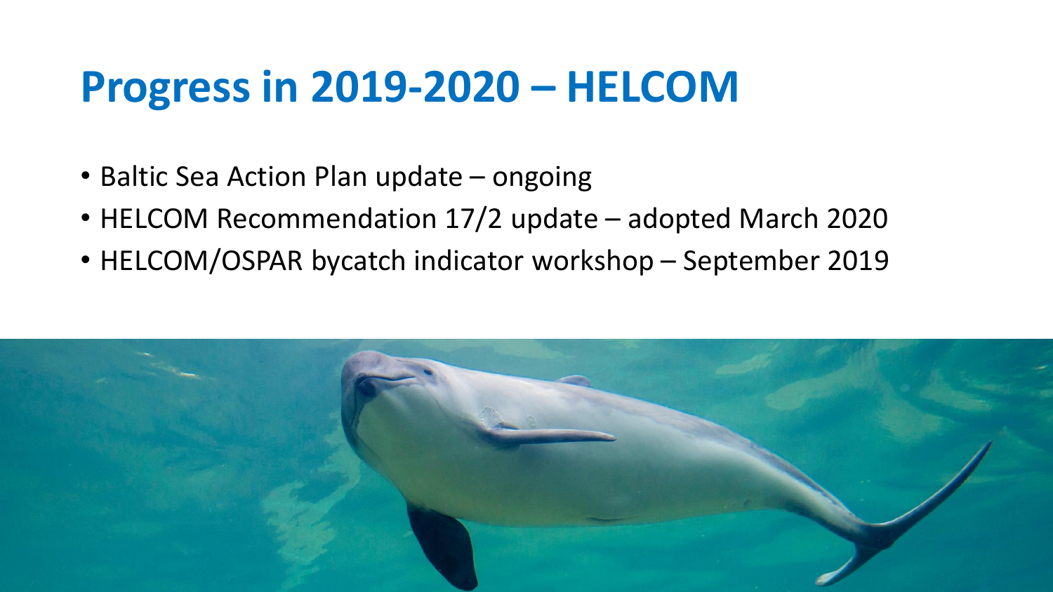# Progress in 2019-2020 – HELCOM

- Baltic Sea Action Plan update – ongoing
- HELCOM Recommendation 17/2 update – adopted March 2020
- HELCOM/OSPAR bycatch indicator workshop – September 2019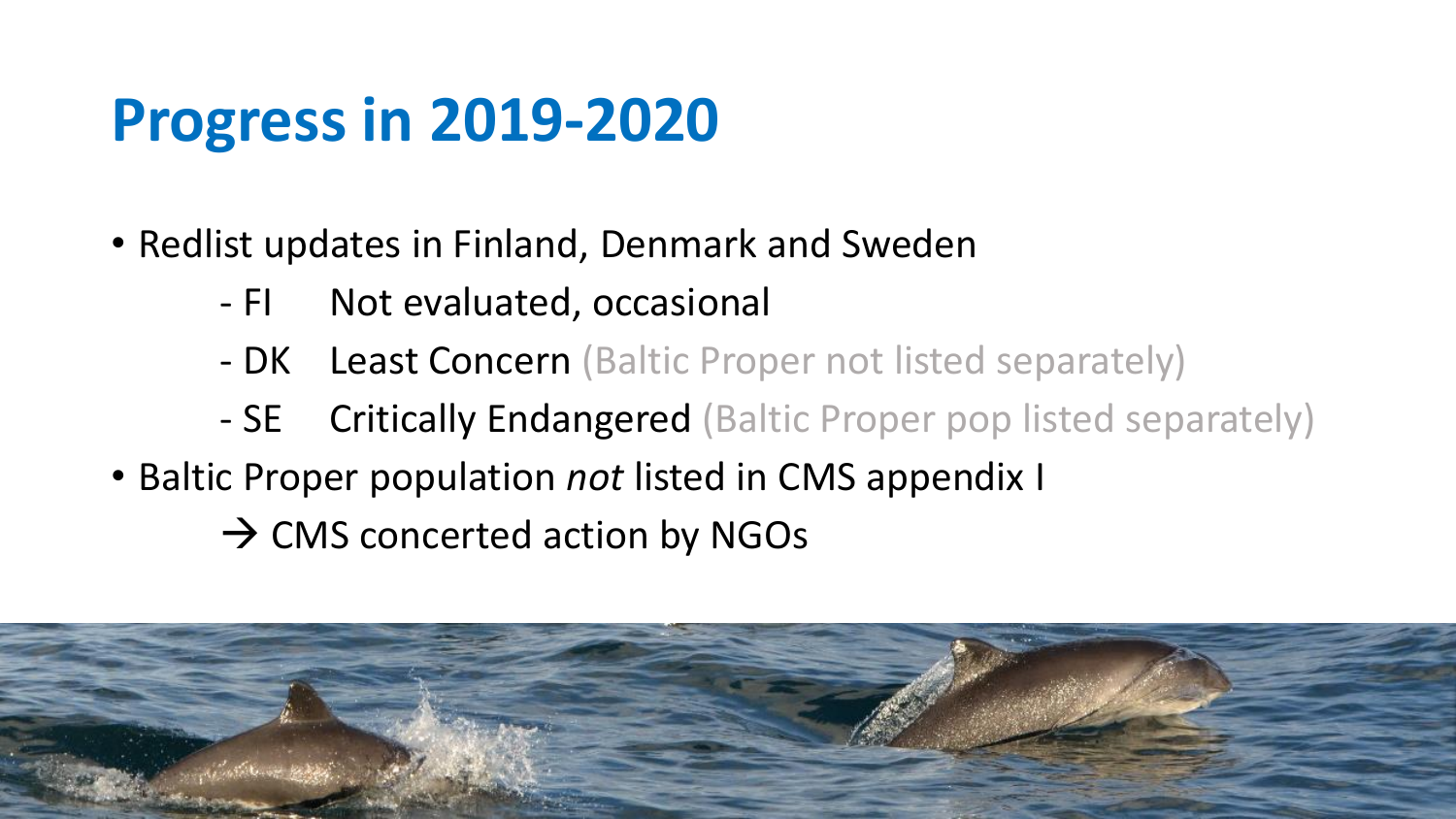# Progress in 2019-2020

- Redlist updates in Finland, Denmark and Sweden
  - FI Not evaluated, occasional
  - DK Least Concern (Baltic Proper not listed separately)
  - SE Critically Endangered (Baltic Proper pop listed separately)
- Baltic Proper population *not* listed in CMS appendix I
  - → CMS concerted action by NGOs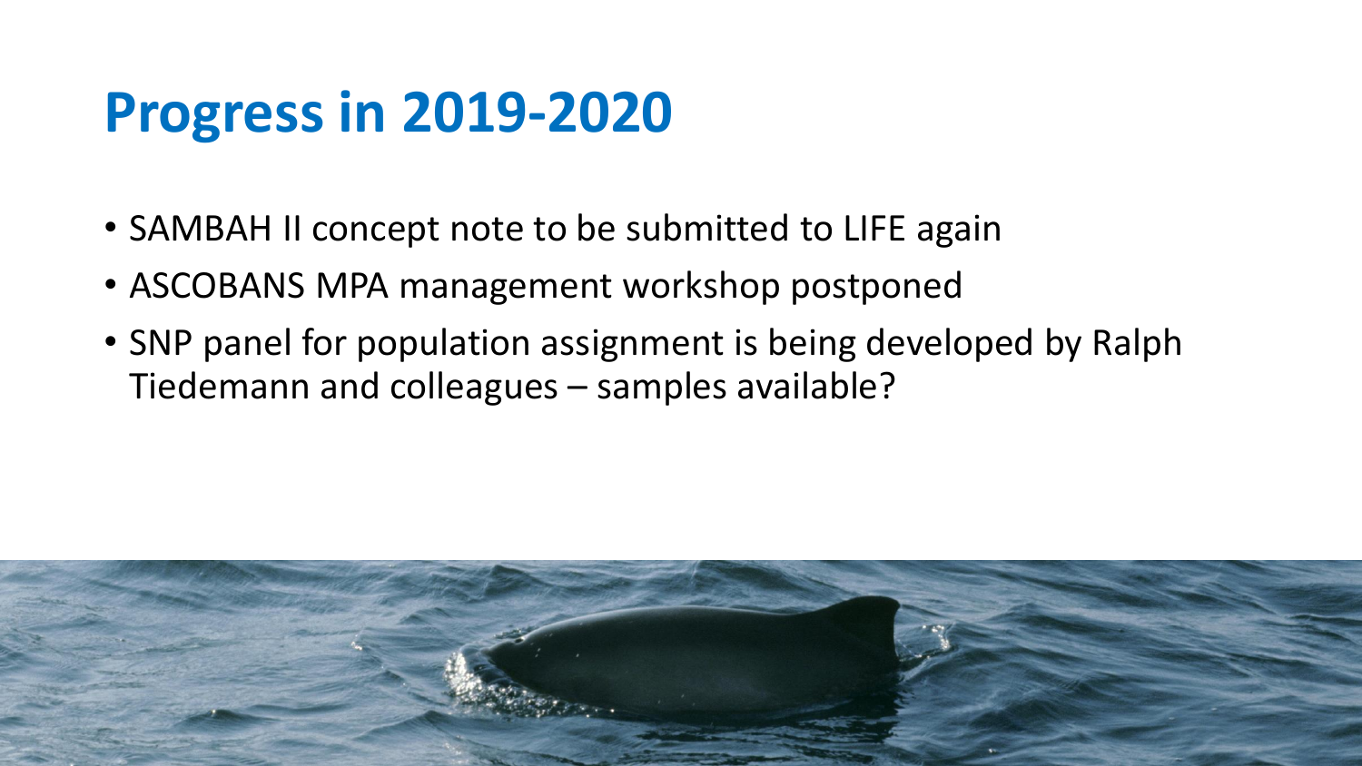# Progress in 2019-2020

- SAMBAH II concept note to be submitted to LIFE again
- ASCOBANS MPA management workshop postponed
- SNP panel for population assignment is being developed by Ralph Tiedemann and colleagues – samples available?